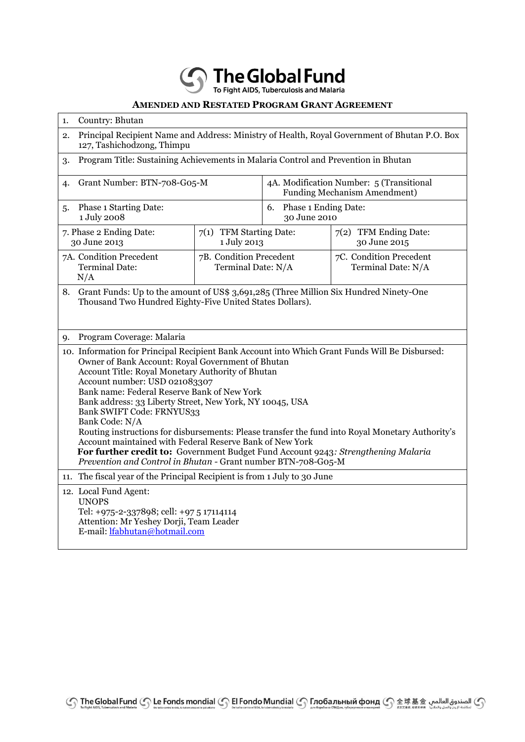# The Global Fund

To Fight AIDS, Tuberculosis and Malaria

## AMENDED AND RESTATED PROGRAM GRANT AGREEMENT

| | | |
|---|---|---|
| 1. Country: Bhutan | | |
| 2. Principal Recipient Name and Address: Ministry of Health, Royal Government of Bhutan P.O. Box 127, Tashichodzong, Thimpu | | |
| 3. Program Title: Sustaining Achievements in Malaria Control and Prevention in Bhutan | | |
| 4. Grant Number: BTN-708-G05-M | | 4A. Modification Number: 5 (Transitional Funding Mechanism Amendment) |
| 5. Phase 1 Starting Date: 1 July 2008 | | 6. Phase 1 Ending Date: 30 June 2010 |
| 7. Phase 2 Ending Date: 30 June 2013 | 7(1) TFM Starting Date: 1 July 2013 | 7(2) TFM Ending Date: 30 June 2015 |
| 7A. Condition Precedent Terminal Date: N/A | 7B. Condition Precedent Terminal Date: N/A | 7C. Condition Precedent Terminal Date: N/A |
| 8. Grant Funds: Up to the amount of US$ 3,691,285 (Three Million Six Hundred Ninety-One Thousand Two Hundred Eighty-Five United States Dollars). | | |
| 9. Program Coverage: Malaria | | |
| 10. Information for Principal Recipient Bank Account into Which Grant Funds Will Be Disbursed:<br>Owner of Bank Account: Royal Government of Bhutan<br>Account Title: Royal Monetary Authority of Bhutan<br>Account number: USD 021083307<br>Bank name: Federal Reserve Bank of New York<br>Bank address: 33 Liberty Street, New York, NY 10045, USA<br>Bank SWIFT Code: FRNYUS33<br>Bank Code: N/A<br>Routing instructions for disbursements: Please transfer the fund into Royal Monetary Authority's Account maintained with Federal Reserve Bank of New York<br>**For further credit to:** Government Budget Fund Account 9243*: Strengthening Malaria Prevention and Control in Bhutan* - Grant number BTN-708-G05-M | | |
| 11. The fiscal year of the Principal Recipient is from 1 July to 30 June | | |
| 12. Local Fund Agent:<br>UNOPS<br>Tel: +975-2-337898; cell: +97 5 17114114<br>Attention: Mr Yeshey Dorji, Team Leader<br>E-mail: lfabhutan@hotmail.com | | |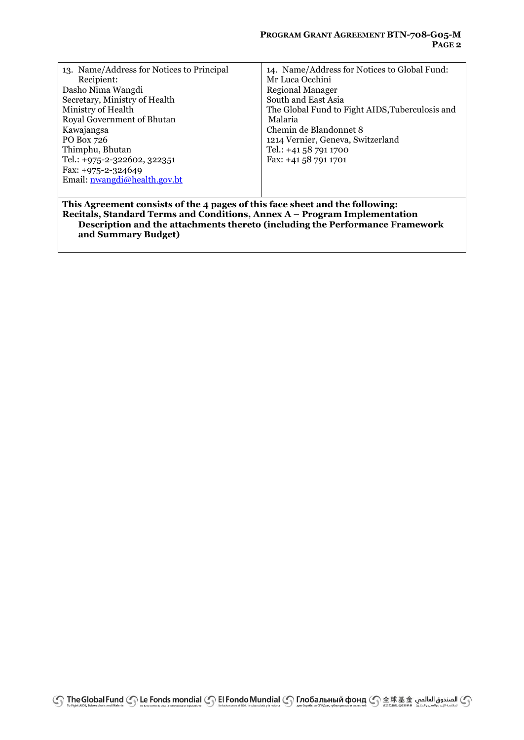| 13. Name/Address for Notices to Principal Recipient:<br>Dasho Nima Wangdi<br>Secretary, Ministry of Health<br>Ministry of Health<br>Royal Government of Bhutan<br>Kawajangsa<br>PO Box 726<br>Thimphu, Bhutan<br>Tel.: +975-2-322602, 322351<br>Fax: +975-2-324649<br>Email: nwangdi@health.gov.bt | 14. Name/Address for Notices to Global Fund:<br>Mr Luca Occhini<br>Regional Manager<br>South and East Asia<br>The Global Fund to Fight AIDS,Tuberculosis and Malaria<br>Chemin de Blandonnet 8<br>1214 Vernier, Geneva, Switzerland<br>Tel.: +41 58 791 1700<br>Fax: +41 58 791 1701 |
| --- | --- |
| **This Agreement consists of the 4 pages of this face sheet and the following: Recitals, Standard Terms and Conditions, Annex A – Program Implementation Description and the attachments thereto (including the Performance Framework and Summary Budget)** | |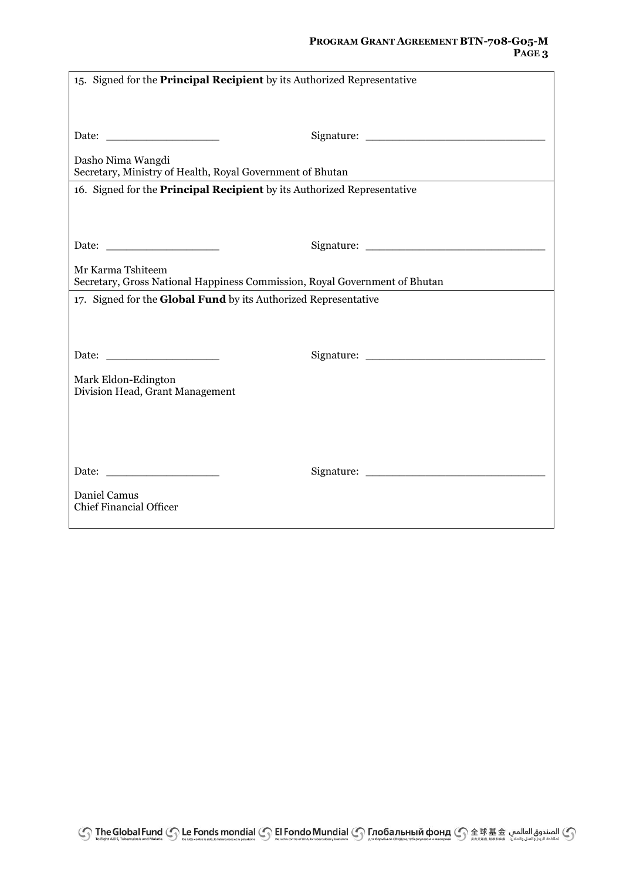15. Signed for the **Principal Recipient** by its Authorized Representative

Date: ___________________ Signature: ______________________________

Dasho Nima Wangdi
Secretary, Ministry of Health, Royal Government of Bhutan

16. Signed for the **Principal Recipient** by its Authorized Representative

Date: ___________________ Signature: ______________________________

Mr Karma Tshiteem
Secretary, Gross National Happiness Commission, Royal Government of Bhutan

17. Signed for the **Global Fund** by its Authorized Representative

Date: ___________________ Signature: ______________________________

Mark Eldon-Edington
Division Head, Grant Management

Date: ___________________ Signature: ______________________________

Daniel Camus
Chief Financial Officer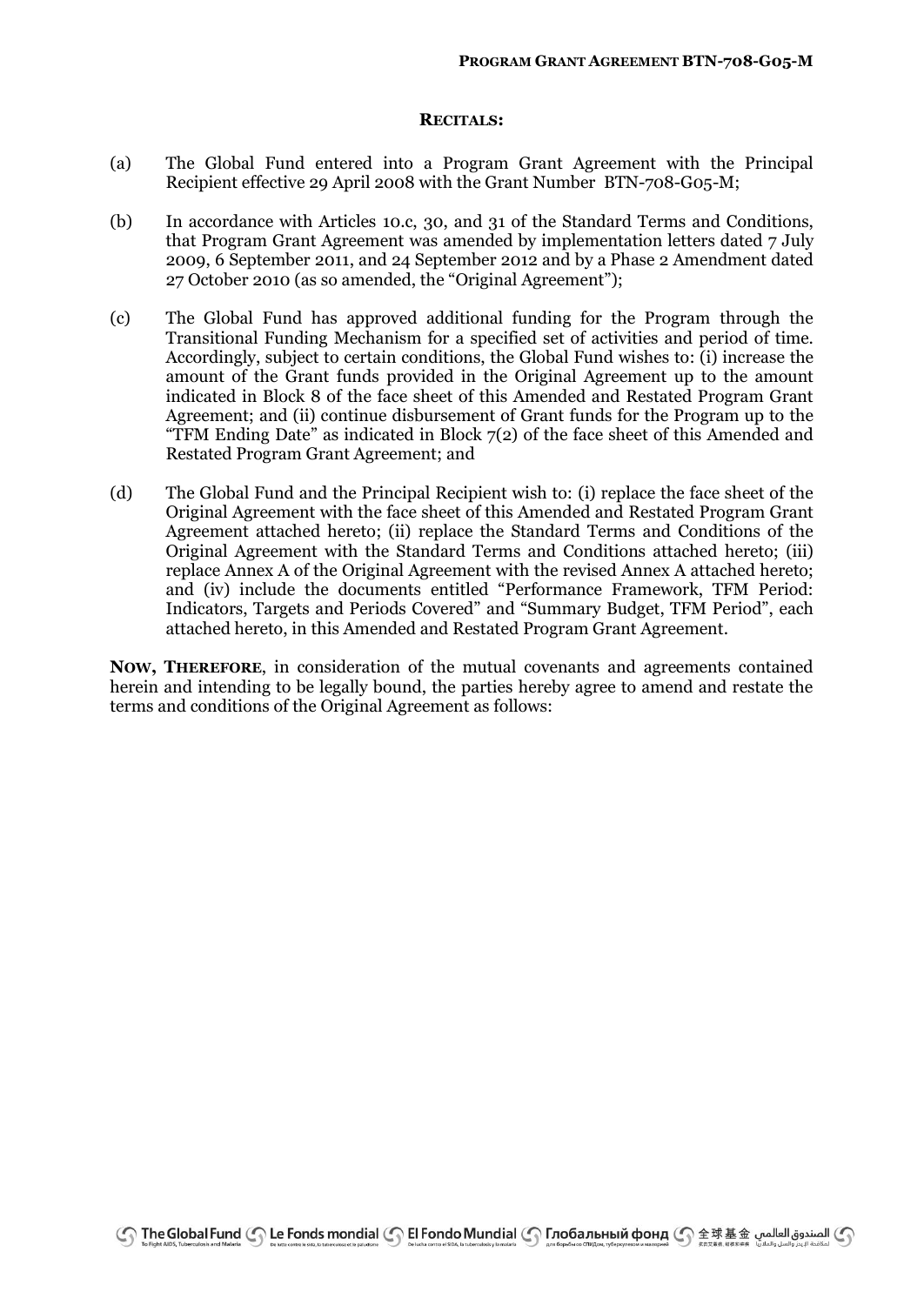**RECITALS:**

(a) The Global Fund entered into a Program Grant Agreement with the Principal Recipient effective 29 April 2008 with the Grant Number BTN-708-G05-M;

(b) In accordance with Articles 10.c, 30, and 31 of the Standard Terms and Conditions, that Program Grant Agreement was amended by implementation letters dated 7 July 2009, 6 September 2011, and 24 September 2012 and by a Phase 2 Amendment dated 27 October 2010 (as so amended, the "Original Agreement");

(c) The Global Fund has approved additional funding for the Program through the Transitional Funding Mechanism for a specified set of activities and period of time. Accordingly, subject to certain conditions, the Global Fund wishes to: (i) increase the amount of the Grant funds provided in the Original Agreement up to the amount indicated in Block 8 of the face sheet of this Amended and Restated Program Grant Agreement; and (ii) continue disbursement of Grant funds for the Program up to the "TFM Ending Date" as indicated in Block 7(2) of the face sheet of this Amended and Restated Program Grant Agreement; and

(d) The Global Fund and the Principal Recipient wish to: (i) replace the face sheet of the Original Agreement with the face sheet of this Amended and Restated Program Grant Agreement attached hereto; (ii) replace the Standard Terms and Conditions of the Original Agreement with the Standard Terms and Conditions attached hereto; (iii) replace Annex A of the Original Agreement with the revised Annex A attached hereto; and (iv) include the documents entitled "Performance Framework, TFM Period: Indicators, Targets and Periods Covered" and "Summary Budget, TFM Period", each attached hereto, in this Amended and Restated Program Grant Agreement.

**NOW, THEREFORE**, in consideration of the mutual covenants and agreements contained herein and intending to be legally bound, the parties hereby agree to amend and restate the terms and conditions of the Original Agreement as follows: